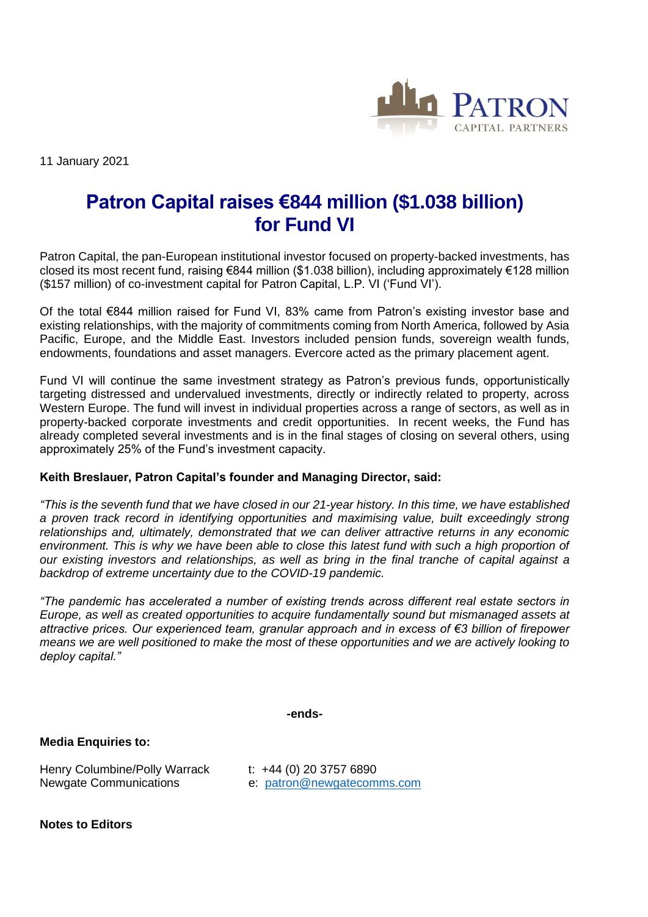PATRON CAPITAL PARTNERS

11 January 2021

# Patron Capital raises €844 million ($1.038 billion) for Fund VI

Patron Capital, the pan-European institutional investor focused on property-backed investments, has closed its most recent fund, raising €844 million ($1.038 billion), including approximately €128 million ($157 million) of co-investment capital for Patron Capital, L.P. VI ('Fund VI').

Of the total €844 million raised for Fund VI, 83% came from Patron's existing investor base and existing relationships, with the majority of commitments coming from North America, followed by Asia Pacific, Europe, and the Middle East. Investors included pension funds, sovereign wealth funds, endowments, foundations and asset managers. Evercore acted as the primary placement agent.

Fund VI will continue the same investment strategy as Patron's previous funds, opportunistically targeting distressed and undervalued investments, directly or indirectly related to property, across Western Europe. The fund will invest in individual properties across a range of sectors, as well as in property-backed corporate investments and credit opportunities. In recent weeks, the Fund has already completed several investments and is in the final stages of closing on several others, using approximately 25% of the Fund's investment capacity.

**Keith Breslauer, Patron Capital's founder and Managing Director, said:**

*"This is the seventh fund that we have closed in our 21-year history. In this time, we have established a proven track record in identifying opportunities and maximising value, built exceedingly strong relationships and, ultimately, demonstrated that we can deliver attractive returns in any economic environment. This is why we have been able to close this latest fund with such a high proportion of our existing investors and relationships, as well as bring in the final tranche of capital against a backdrop of extreme uncertainty due to the COVID-19 pandemic.*

*"The pandemic has accelerated a number of existing trends across different real estate sectors in Europe, as well as created opportunities to acquire fundamentally sound but mismanaged assets at attractive prices. Our experienced team, granular approach and in excess of €3 billion of firepower means we are well positioned to make the most of these opportunities and we are actively looking to deploy capital."*

**-ends-**

**Media Enquiries to:**

Henry Columbine/Polly Warrack
Newgate Communications

t: +44 (0) 20 3757 6890
e: patron@newgatecomms.com

**Notes to Editors**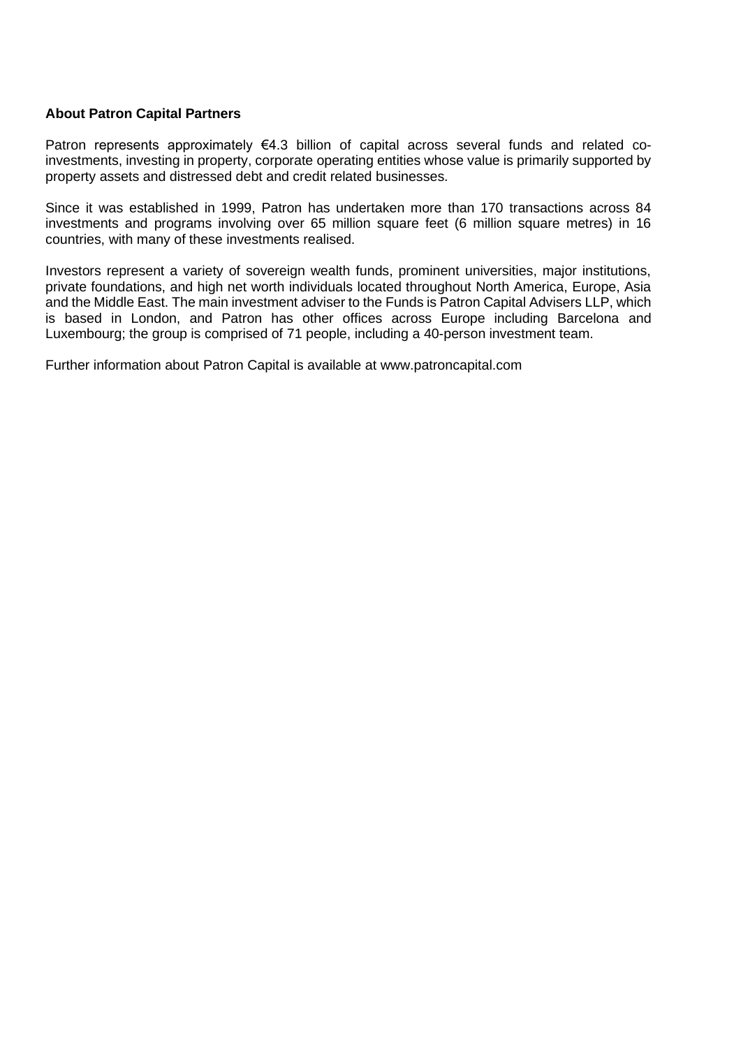**About Patron Capital Partners**

Patron represents approximately €4.3 billion of capital across several funds and related co-investments, investing in property, corporate operating entities whose value is primarily supported by property assets and distressed debt and credit related businesses.

Since it was established in 1999, Patron has undertaken more than 170 transactions across 84 investments and programs involving over 65 million square feet (6 million square metres) in 16 countries, with many of these investments realised.

Investors represent a variety of sovereign wealth funds, prominent universities, major institutions, private foundations, and high net worth individuals located throughout North America, Europe, Asia and the Middle East. The main investment adviser to the Funds is Patron Capital Advisers LLP, which is based in London, and Patron has other offices across Europe including Barcelona and Luxembourg; the group is comprised of 71 people, including a 40-person investment team.

Further information about Patron Capital is available at www.patroncapital.com